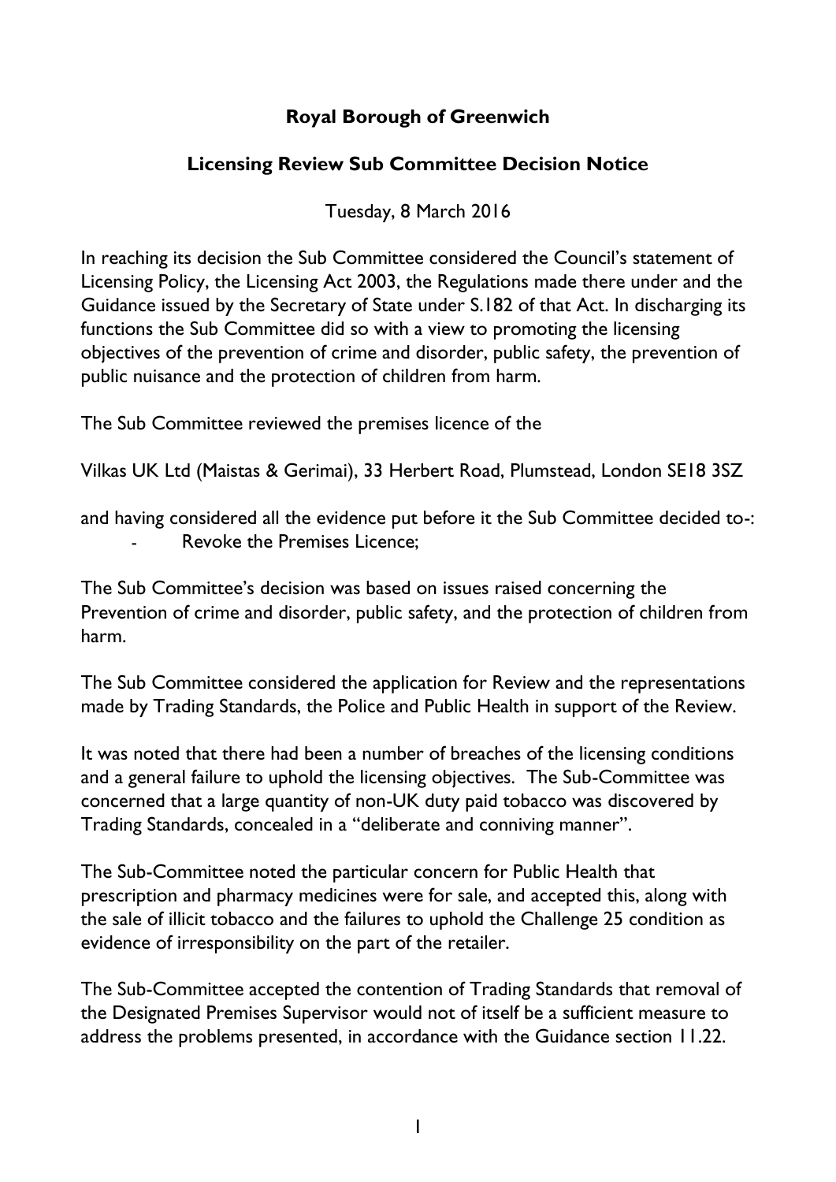**Royal Borough of Greenwich**

**Licensing Review Sub Committee Decision Notice**

Tuesday, 8 March 2016

In reaching its decision the Sub Committee considered the Council's statement of Licensing Policy, the Licensing Act 2003, the Regulations made there under and the Guidance issued by the Secretary of State under S.182 of that Act. In discharging its functions the Sub Committee did so with a view to promoting the licensing objectives of the prevention of crime and disorder, public safety, the prevention of public nuisance and the protection of children from harm.

The Sub Committee reviewed the premises licence of the

Vilkas UK Ltd (Maistas & Gerimai), 33 Herbert Road, Plumstead, London SE18 3SZ

and having considered all the evidence put before it the Sub Committee decided to-:

- Revoke the Premises Licence;

The Sub Committee's decision was based on issues raised concerning the Prevention of crime and disorder, public safety, and the protection of children from harm.

The Sub Committee considered the application for Review and the representations made by Trading Standards, the Police and Public Health in support of the Review.

It was noted that there had been a number of breaches of the licensing conditions and a general failure to uphold the licensing objectives. The Sub-Committee was concerned that a large quantity of non-UK duty paid tobacco was discovered by Trading Standards, concealed in a "deliberate and conniving manner".

The Sub-Committee noted the particular concern for Public Health that prescription and pharmacy medicines were for sale, and accepted this, along with the sale of illicit tobacco and the failures to uphold the Challenge 25 condition as evidence of irresponsibility on the part of the retailer.

The Sub-Committee accepted the contention of Trading Standards that removal of the Designated Premises Supervisor would not of itself be a sufficient measure to address the problems presented, in accordance with the Guidance section 11.22.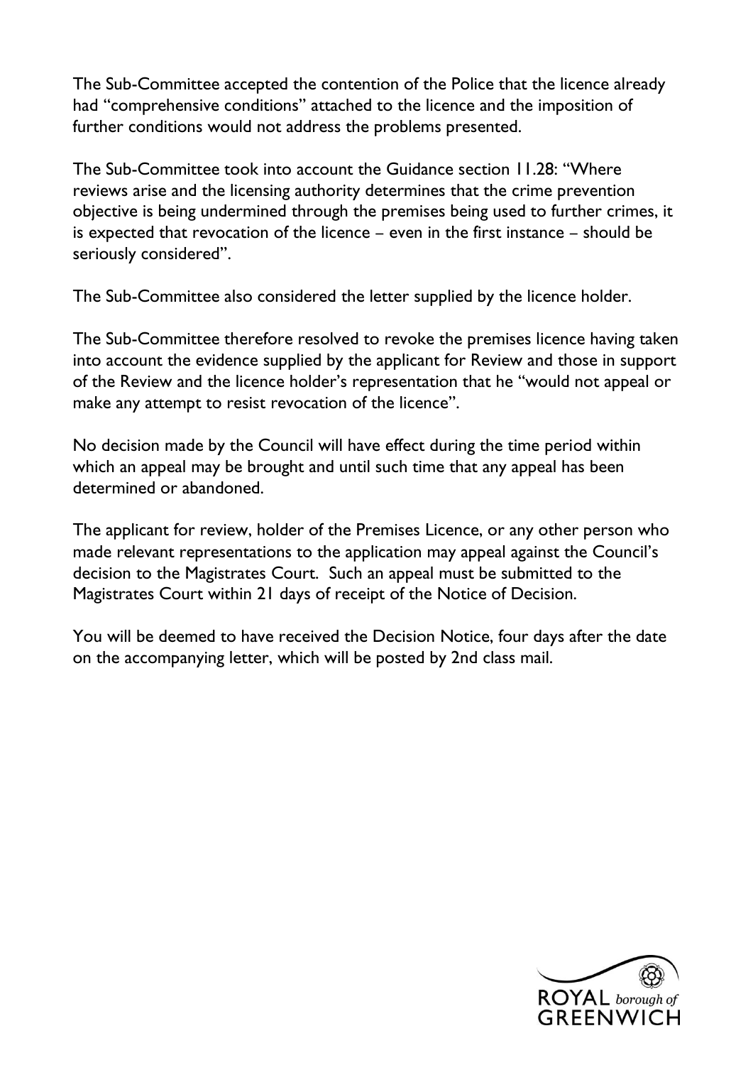The Sub-Committee accepted the contention of the Police that the licence already had "comprehensive conditions" attached to the licence and the imposition of further conditions would not address the problems presented.

The Sub-Committee took into account the Guidance section 11.28: "Where reviews arise and the licensing authority determines that the crime prevention objective is being undermined through the premises being used to further crimes, it is expected that revocation of the licence – even in the first instance – should be seriously considered".

The Sub-Committee also considered the letter supplied by the licence holder.

The Sub-Committee therefore resolved to revoke the premises licence having taken into account the evidence supplied by the applicant for Review and those in support of the Review and the licence holder's representation that he "would not appeal or make any attempt to resist revocation of the licence".

No decision made by the Council will have effect during the time period within which an appeal may be brought and until such time that any appeal has been determined or abandoned.

The applicant for review, holder of the Premises Licence, or any other person who made relevant representations to the application may appeal against the Council's decision to the Magistrates Court. Such an appeal must be submitted to the Magistrates Court within 21 days of receipt of the Notice of Decision.

You will be deemed to have received the Decision Notice, four days after the date on the accompanying letter, which will be posted by 2nd class mail.